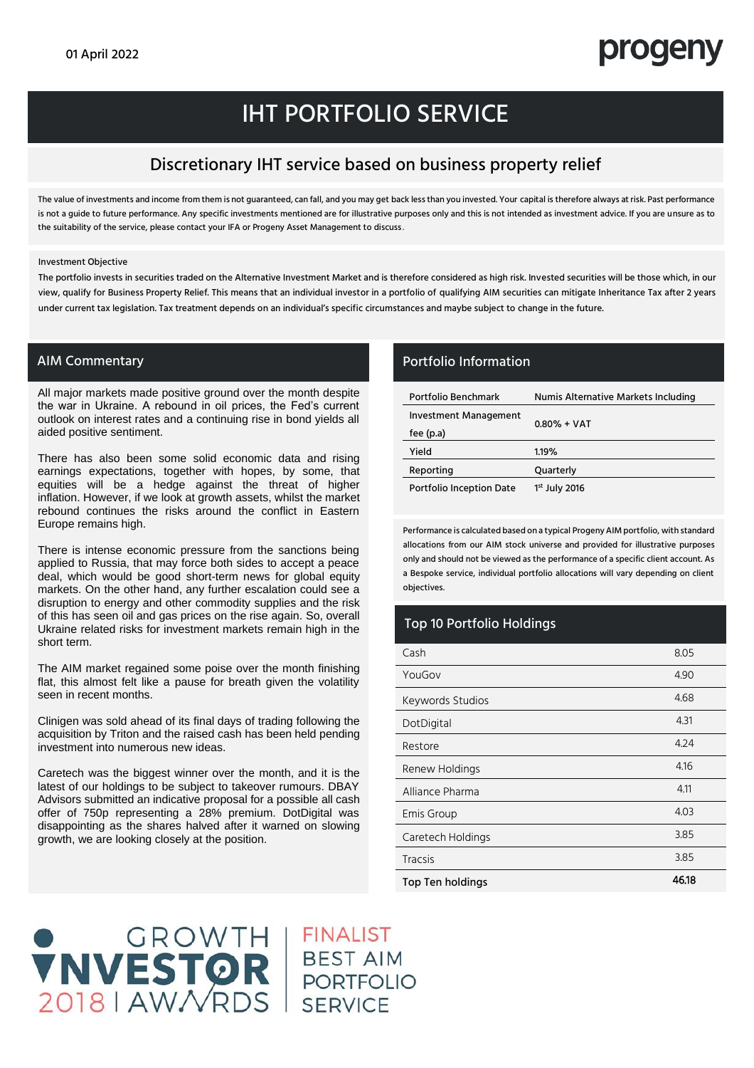01 April 2022

progeny

# IHT PORTFOLIO SERVICE

## Discretionary IHT service based on business property relief

The value of investments and income from them is not guaranteed, can fall, and you may get back less than you invested. Your capital is therefore always at risk. Past performance is not a guide to future performance. Any specific investments mentioned are for illustrative purposes only and this is not intended as investment advice. If you are unsure as to the suitability of the service, please contact your IFA or Progeny Asset Management to discuss.

Investment Objective

The portfolio invests in securities traded on the Alternative Investment Market and is therefore considered as high risk. Invested securities will be those which, in our view, qualify for Business Property Relief. This means that an individual investor in a portfolio of qualifying AIM securities can mitigate Inheritance Tax after 2 years under current tax legislation. Tax treatment depends on an individual's specific circumstances and maybe subject to change in the future.

## AIM Commentary

All major markets made positive ground over the month despite the war in Ukraine. A rebound in oil prices, the Fed's current outlook on interest rates and a continuing rise in bond yields all aided positive sentiment.

There has also been some solid economic data and rising earnings expectations, together with hopes, by some, that equities will be a hedge against the threat of higher inflation. However, if we look at growth assets, whilst the market rebound continues the risks around the conflict in Eastern Europe remains high.

There is intense economic pressure from the sanctions being applied to Russia, that may force both sides to accept a peace deal, which would be good short-term news for global equity markets. On the other hand, any further escalation could see a disruption to energy and other commodity supplies and the risk of this has seen oil and gas prices on the rise again. So, overall Ukraine related risks for investment markets remain high in the short term.

The AIM market regained some poise over the month finishing flat, this almost felt like a pause for breath given the volatility seen in recent months.

Clinigen was sold ahead of its final days of trading following the acquisition by Triton and the raised cash has been held pending investment into numerous new ideas.

Caretech was the biggest winner over the month, and it is the latest of our holdings to be subject to takeover rumours. DBAY Advisors submitted an indicative proposal for a possible all cash offer of 750p representing a 28% premium. DotDigital was disappointing as the shares halved after it warned on slowing growth, we are looking closely at the position.

## Portfolio Information

| | |
|---|---|
| Portfolio Benchmark | Numis Alternative Markets Including |
| Investment Management fee (p.a) | 0.80% + VAT |
| Yield | 1.19% |
| Reporting | Quarterly |
| Portfolio Inception Date | 1st July 2016 |

Performance is calculated based on a typical Progeny AIM portfolio, with standard allocations from our AIM stock universe and provided for illustrative purposes only and should not be viewed as the performance of a specific client account. As a Bespoke service, individual portfolio allocations will vary depending on client objectives.

## Top 10 Portfolio Holdings

| | |
|---|---|
| Cash | 8.05 |
| YouGov | 4.90 |
| Keywords Studios | 4.68 |
| DotDigital | 4.31 |
| Restore | 4.24 |
| Renew Holdings | 4.16 |
| Alliance Pharma | 4.11 |
| Emis Group | 4.03 |
| Caretech Holdings | 3.85 |
| Tracsis | 3.85 |
| **Top Ten holdings** | **46.18** |

GROWTH INVESTOR 2018 | AWARDS

FINALIST BEST AIM PORTFOLIO SERVICE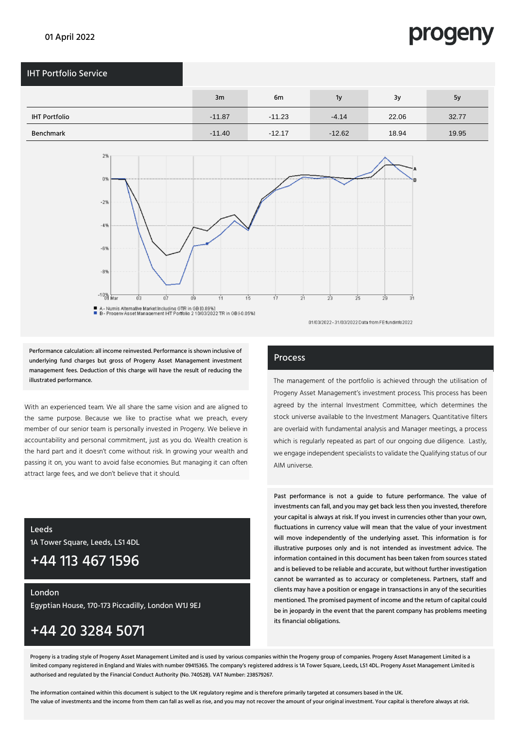01 April 2022

progeny

## IHT Portfolio Service

| | 3m | 6m | 1y | 3y | 5y |
|---|---|---|---|---|---|
| IHT Portfolio | -11.87 | -11.23 | -4.14 | 22.06 | 32.77 |
| Benchmark | -11.40 | -12.17 | -12.62 | 18.94 | 19.95 |

2%
0%
-2%
-4%
-6%
-8%
-10%
01 Mar 03 07 09 11 15 17 21 23 25 29 31
A
B

A - Numis Alternative Market Including GTR in GB [0.89%]
B - Progeny Asset Management IHT Portfolio 2 10/03/2022 TR in GB [-0.05%]

01/03/2022 - 31/03/2022 Data from FE fundinfo2022

**Performance calculation: all income reinvested. Performance is shown inclusive of underlying fund charges but gross of Progeny Asset Management investment management fees. Deduction of this charge will have the result of reducing the illustrated performance.**

With an experienced team. We all share the same vision and are aligned to the same purpose. Because we like to practise what we preach, every member of our senior team is personally invested in Progeny. We believe in accountability and personal commitment, just as you do. Wealth creation is the hard part and it doesn't come without risk. In growing your wealth and passing it on, you want to avoid false economies. But managing it can often attract large fees, and we don't believe that it should.

### Leeds

1A Tower Square, Leeds, LS1 4DL

**+44 113 467 1596**

### London

Egyptian House, 170-173 Piccadilly, London W1J 9EJ

**+44 20 3284 5071**

## Process

The management of the portfolio is achieved through the utilisation of Progeny Asset Management's investment process. This process has been agreed by the internal Investment Committee, which determines the stock universe available to the Investment Managers. Quantitative filters are overlaid with fundamental analysis and Manager meetings, a process which is regularly repeated as part of our ongoing due diligence. Lastly, we engage independent specialists to validate the Qualifying status of our AIM universe.

**Past performance is not a guide to future performance. The value of investments can fall, and you may get back less then you invested, therefore your capital is always at risk. If you invest in currencies other than your own, fluctuations in currency value will mean that the value of your investment will move independently of the underlying asset. This information is for illustrative purposes only and is not intended as investment advice. The information contained in this document has been taken from sources stated and is believed to be reliable and accurate, but without further investigation cannot be warranted as to accuracy or completeness. Partners, staff and clients may have a position or engage in transactions in any of the securities mentioned. The promised payment of income and the return of capital could be in jeopardy in the event that the parent company has problems meeting its financial obligations.**

Progeny is a trading style of Progeny Asset Management Limited and is used by various companies within the Progeny group of companies. Progeny Asset Management Limited is a limited company registered in England and Wales with number 09415365. The company's registered address is 1A Tower Square, Leeds, LS1 4DL. Progeny Asset Management Limited is authorised and regulated by the Financial Conduct Authority (No. 740528). VAT Number: 238579267.

The information contained within this document is subject to the UK regulatory regime and is therefore primarily targeted at consumers based in the UK.
The value of investments and the income from them can fall as well as rise, and you may not recover the amount of your original investment. Your capital is therefore always at risk.